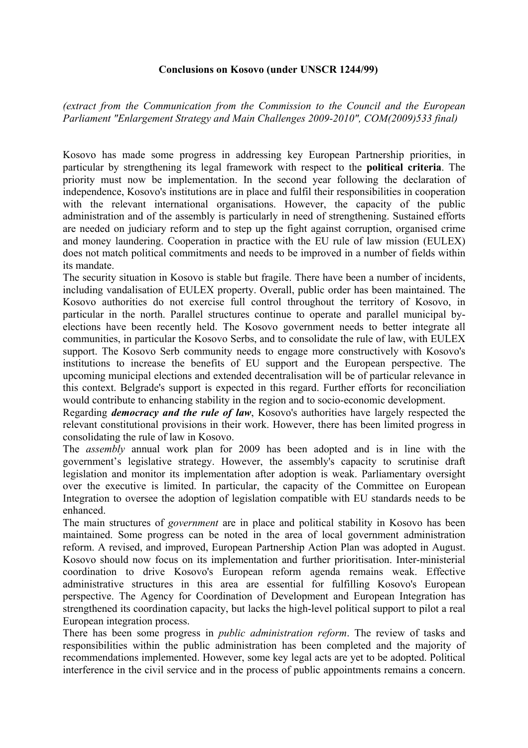**Conclusions on Kosovo (under UNSCR 1244/99)**

*(extract from the Communication from the Commission to the Council and the European Parliament "Enlargement Strategy and Main Challenges 2009-2010", COM(2009)533 final)*

Kosovo has made some progress in addressing key European Partnership priorities, in particular by strengthening its legal framework with respect to the **political criteria**. The priority must now be implementation. In the second year following the declaration of independence, Kosovo's institutions are in place and fulfil their responsibilities in cooperation with the relevant international organisations. However, the capacity of the public administration and of the assembly is particularly in need of strengthening. Sustained efforts are needed on judiciary reform and to step up the fight against corruption, organised crime and money laundering. Cooperation in practice with the EU rule of law mission (EULEX) does not match political commitments and needs to be improved in a number of fields within its mandate.

The security situation in Kosovo is stable but fragile. There have been a number of incidents, including vandalisation of EULEX property. Overall, public order has been maintained. The Kosovo authorities do not exercise full control throughout the territory of Kosovo, in particular in the north. Parallel structures continue to operate and parallel municipal by-elections have been recently held. The Kosovo government needs to better integrate all communities, in particular the Kosovo Serbs, and to consolidate the rule of law, with EULEX support. The Kosovo Serb community needs to engage more constructively with Kosovo's institutions to increase the benefits of EU support and the European perspective. The upcoming municipal elections and extended decentralisation will be of particular relevance in this context. Belgrade's support is expected in this regard. Further efforts for reconciliation would contribute to enhancing stability in the region and to socio-economic development.

Regarding ***democracy and the rule of law***, Kosovo's authorities have largely respected the relevant constitutional provisions in their work. However, there has been limited progress in consolidating the rule of law in Kosovo.

The *assembly* annual work plan for 2009 has been adopted and is in line with the government's legislative strategy. However, the assembly's capacity to scrutinise draft legislation and monitor its implementation after adoption is weak. Parliamentary oversight over the executive is limited. In particular, the capacity of the Committee on European Integration to oversee the adoption of legislation compatible with EU standards needs to be enhanced.

The main structures of *government* are in place and political stability in Kosovo has been maintained. Some progress can be noted in the area of local government administration reform. A revised, and improved, European Partnership Action Plan was adopted in August. Kosovo should now focus on its implementation and further prioritisation. Inter-ministerial coordination to drive Kosovo's European reform agenda remains weak. Effective administrative structures in this area are essential for fulfilling Kosovo's European perspective. The Agency for Coordination of Development and European Integration has strengthened its coordination capacity, but lacks the high-level political support to pilot a real European integration process.

There has been some progress in *public administration reform*. The review of tasks and responsibilities within the public administration has been completed and the majority of recommendations implemented. However, some key legal acts are yet to be adopted. Political interference in the civil service and in the process of public appointments remains a concern.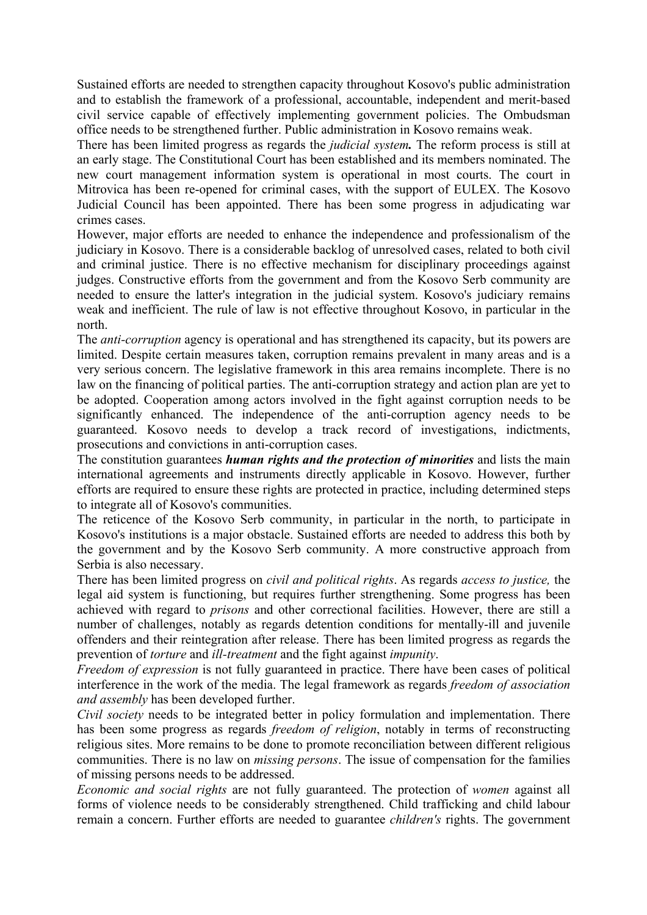Sustained efforts are needed to strengthen capacity throughout Kosovo's public administration and to establish the framework of a professional, accountable, independent and merit-based civil service capable of effectively implementing government policies. The Ombudsman office needs to be strengthened further. Public administration in Kosovo remains weak.

There has been limited progress as regards the *judicial system.* The reform process is still at an early stage. The Constitutional Court has been established and its members nominated. The new court management information system is operational in most courts. The court in Mitrovica has been re-opened for criminal cases, with the support of EULEX. The Kosovo Judicial Council has been appointed. There has been some progress in adjudicating war crimes cases.

However, major efforts are needed to enhance the independence and professionalism of the judiciary in Kosovo. There is a considerable backlog of unresolved cases, related to both civil and criminal justice. There is no effective mechanism for disciplinary proceedings against judges. Constructive efforts from the government and from the Kosovo Serb community are needed to ensure the latter's integration in the judicial system. Kosovo's judiciary remains weak and inefficient. The rule of law is not effective throughout Kosovo, in particular in the north.

The *anti-corruption* agency is operational and has strengthened its capacity, but its powers are limited. Despite certain measures taken, corruption remains prevalent in many areas and is a very serious concern. The legislative framework in this area remains incomplete. There is no law on the financing of political parties. The anti-corruption strategy and action plan are yet to be adopted. Cooperation among actors involved in the fight against corruption needs to be significantly enhanced. The independence of the anti-corruption agency needs to be guaranteed. Kosovo needs to develop a track record of investigations, indictments, prosecutions and convictions in anti-corruption cases.

The constitution guarantees ***human rights and the protection of minorities*** and lists the main international agreements and instruments directly applicable in Kosovo. However, further efforts are required to ensure these rights are protected in practice, including determined steps to integrate all of Kosovo's communities.

The reticence of the Kosovo Serb community, in particular in the north, to participate in Kosovo's institutions is a major obstacle. Sustained efforts are needed to address this both by the government and by the Kosovo Serb community. A more constructive approach from Serbia is also necessary.

There has been limited progress on *civil and political rights*. As regards *access to justice,* the legal aid system is functioning, but requires further strengthening. Some progress has been achieved with regard to *prisons* and other correctional facilities. However, there are still a number of challenges, notably as regards detention conditions for mentally-ill and juvenile offenders and their reintegration after release. There has been limited progress as regards the prevention of *torture* and *ill-treatment* and the fight against *impunity*.

*Freedom of expression* is not fully guaranteed in practice. There have been cases of political interference in the work of the media. The legal framework as regards *freedom of association and assembly* has been developed further.

*Civil society* needs to be integrated better in policy formulation and implementation. There has been some progress as regards *freedom of religion*, notably in terms of reconstructing religious sites. More remains to be done to promote reconciliation between different religious communities. There is no law on *missing persons*. The issue of compensation for the families of missing persons needs to be addressed.

*Economic and social rights* are not fully guaranteed. The protection of *women* against all forms of violence needs to be considerably strengthened. Child trafficking and child labour remain a concern. Further efforts are needed to guarantee *children's* rights. The government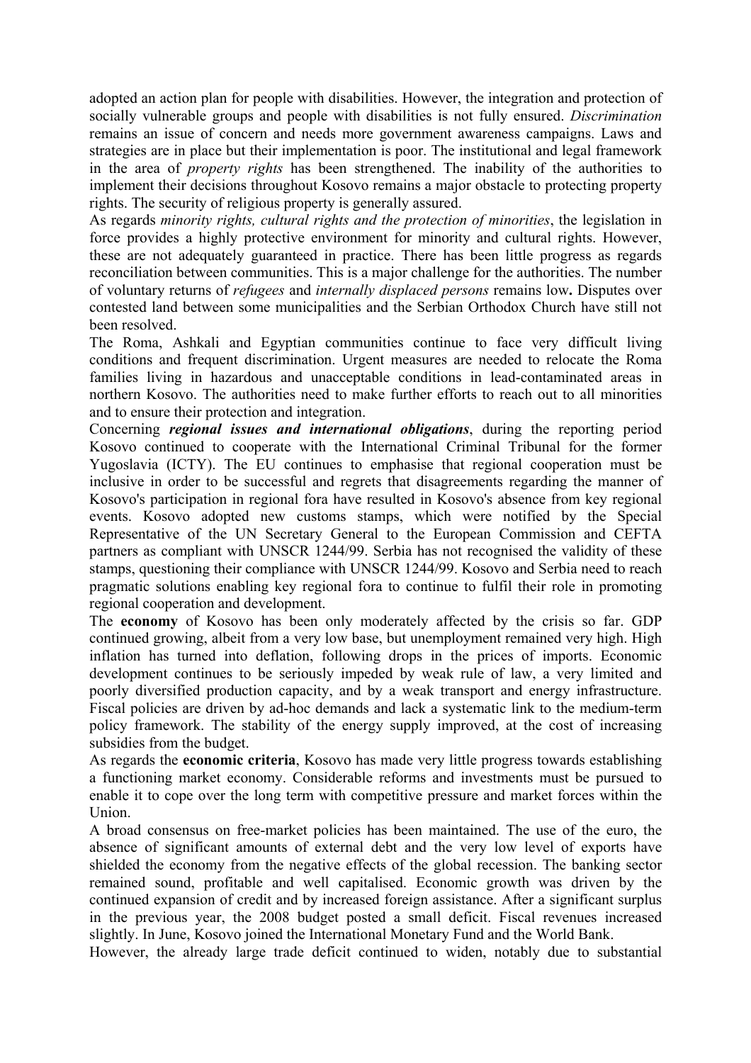adopted an action plan for people with disabilities. However, the integration and protection of socially vulnerable groups and people with disabilities is not fully ensured. *Discrimination* remains an issue of concern and needs more government awareness campaigns. Laws and strategies are in place but their implementation is poor. The institutional and legal framework in the area of *property rights* has been strengthened. The inability of the authorities to implement their decisions throughout Kosovo remains a major obstacle to protecting property rights. The security of religious property is generally assured.

As regards *minority rights, cultural rights and the protection of minorities*, the legislation in force provides a highly protective environment for minority and cultural rights. However, these are not adequately guaranteed in practice. There has been little progress as regards reconciliation between communities. This is a major challenge for the authorities. The number of voluntary returns of *refugees* and *internally displaced persons* remains low**.** Disputes over contested land between some municipalities and the Serbian Orthodox Church have still not been resolved.

The Roma, Ashkali and Egyptian communities continue to face very difficult living conditions and frequent discrimination. Urgent measures are needed to relocate the Roma families living in hazardous and unacceptable conditions in lead-contaminated areas in northern Kosovo. The authorities need to make further efforts to reach out to all minorities and to ensure their protection and integration.

Concerning ***regional issues and international obligations***, during the reporting period Kosovo continued to cooperate with the International Criminal Tribunal for the former Yugoslavia (ICTY). The EU continues to emphasise that regional cooperation must be inclusive in order to be successful and regrets that disagreements regarding the manner of Kosovo's participation in regional fora have resulted in Kosovo's absence from key regional events. Kosovo adopted new customs stamps, which were notified by the Special Representative of the UN Secretary General to the European Commission and CEFTA partners as compliant with UNSCR 1244/99. Serbia has not recognised the validity of these stamps, questioning their compliance with UNSCR 1244/99. Kosovo and Serbia need to reach pragmatic solutions enabling key regional fora to continue to fulfil their role in promoting regional cooperation and development.

The **economy** of Kosovo has been only moderately affected by the crisis so far. GDP continued growing, albeit from a very low base, but unemployment remained very high. High inflation has turned into deflation, following drops in the prices of imports. Economic development continues to be seriously impeded by weak rule of law, a very limited and poorly diversified production capacity, and by a weak transport and energy infrastructure. Fiscal policies are driven by ad-hoc demands and lack a systematic link to the medium-term policy framework. The stability of the energy supply improved, at the cost of increasing subsidies from the budget.

As regards the **economic criteria**, Kosovo has made very little progress towards establishing a functioning market economy. Considerable reforms and investments must be pursued to enable it to cope over the long term with competitive pressure and market forces within the Union.

A broad consensus on free-market policies has been maintained. The use of the euro, the absence of significant amounts of external debt and the very low level of exports have shielded the economy from the negative effects of the global recession. The banking sector remained sound, profitable and well capitalised. Economic growth was driven by the continued expansion of credit and by increased foreign assistance. After a significant surplus in the previous year, the 2008 budget posted a small deficit. Fiscal revenues increased slightly. In June, Kosovo joined the International Monetary Fund and the World Bank.

However, the already large trade deficit continued to widen, notably due to substantial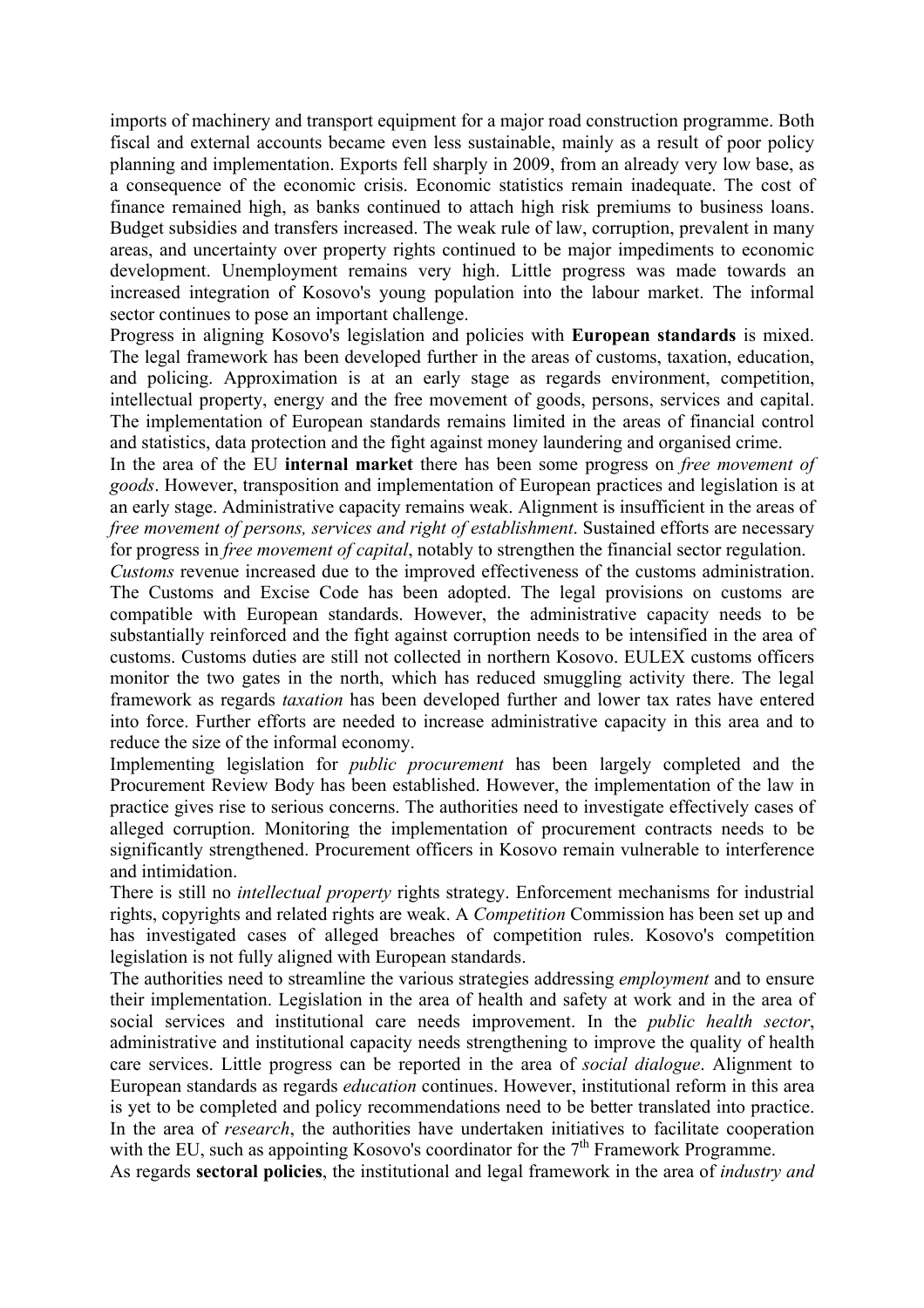imports of machinery and transport equipment for a major road construction programme. Both fiscal and external accounts became even less sustainable, mainly as a result of poor policy planning and implementation. Exports fell sharply in 2009, from an already very low base, as a consequence of the economic crisis. Economic statistics remain inadequate. The cost of finance remained high, as banks continued to attach high risk premiums to business loans. Budget subsidies and transfers increased. The weak rule of law, corruption, prevalent in many areas, and uncertainty over property rights continued to be major impediments to economic development. Unemployment remains very high. Little progress was made towards an increased integration of Kosovo's young population into the labour market. The informal sector continues to pose an important challenge.

Progress in aligning Kosovo's legislation and policies with **European standards** is mixed. The legal framework has been developed further in the areas of customs, taxation, education, and policing. Approximation is at an early stage as regards environment, competition, intellectual property, energy and the free movement of goods, persons, services and capital. The implementation of European standards remains limited in the areas of financial control and statistics, data protection and the fight against money laundering and organised crime.

In the area of the EU **internal market** there has been some progress on *free movement of goods*. However, transposition and implementation of European practices and legislation is at an early stage. Administrative capacity remains weak. Alignment is insufficient in the areas of *free movement of persons, services and right of establishment*. Sustained efforts are necessary for progress in *free movement of capital*, notably to strengthen the financial sector regulation.

*Customs* revenue increased due to the improved effectiveness of the customs administration. The Customs and Excise Code has been adopted. The legal provisions on customs are compatible with European standards. However, the administrative capacity needs to be substantially reinforced and the fight against corruption needs to be intensified in the area of customs. Customs duties are still not collected in northern Kosovo. EULEX customs officers monitor the two gates in the north, which has reduced smuggling activity there. The legal framework as regards *taxation* has been developed further and lower tax rates have entered into force. Further efforts are needed to increase administrative capacity in this area and to reduce the size of the informal economy.

Implementing legislation for *public procurement* has been largely completed and the Procurement Review Body has been established. However, the implementation of the law in practice gives rise to serious concerns. The authorities need to investigate effectively cases of alleged corruption. Monitoring the implementation of procurement contracts needs to be significantly strengthened. Procurement officers in Kosovo remain vulnerable to interference and intimidation.

There is still no *intellectual property* rights strategy. Enforcement mechanisms for industrial rights, copyrights and related rights are weak. A *Competition* Commission has been set up and has investigated cases of alleged breaches of competition rules. Kosovo's competition legislation is not fully aligned with European standards.

The authorities need to streamline the various strategies addressing *employment* and to ensure their implementation. Legislation in the area of health and safety at work and in the area of social services and institutional care needs improvement. In the *public health sector*, administrative and institutional capacity needs strengthening to improve the quality of health care services. Little progress can be reported in the area of *social dialogue*. Alignment to European standards as regards *education* continues. However, institutional reform in this area is yet to be completed and policy recommendations need to be better translated into practice. In the area of *research*, the authorities have undertaken initiatives to facilitate cooperation with the EU, such as appointing Kosovo's coordinator for the 7th Framework Programme.

As regards **sectoral policies**, the institutional and legal framework in the area of *industry and*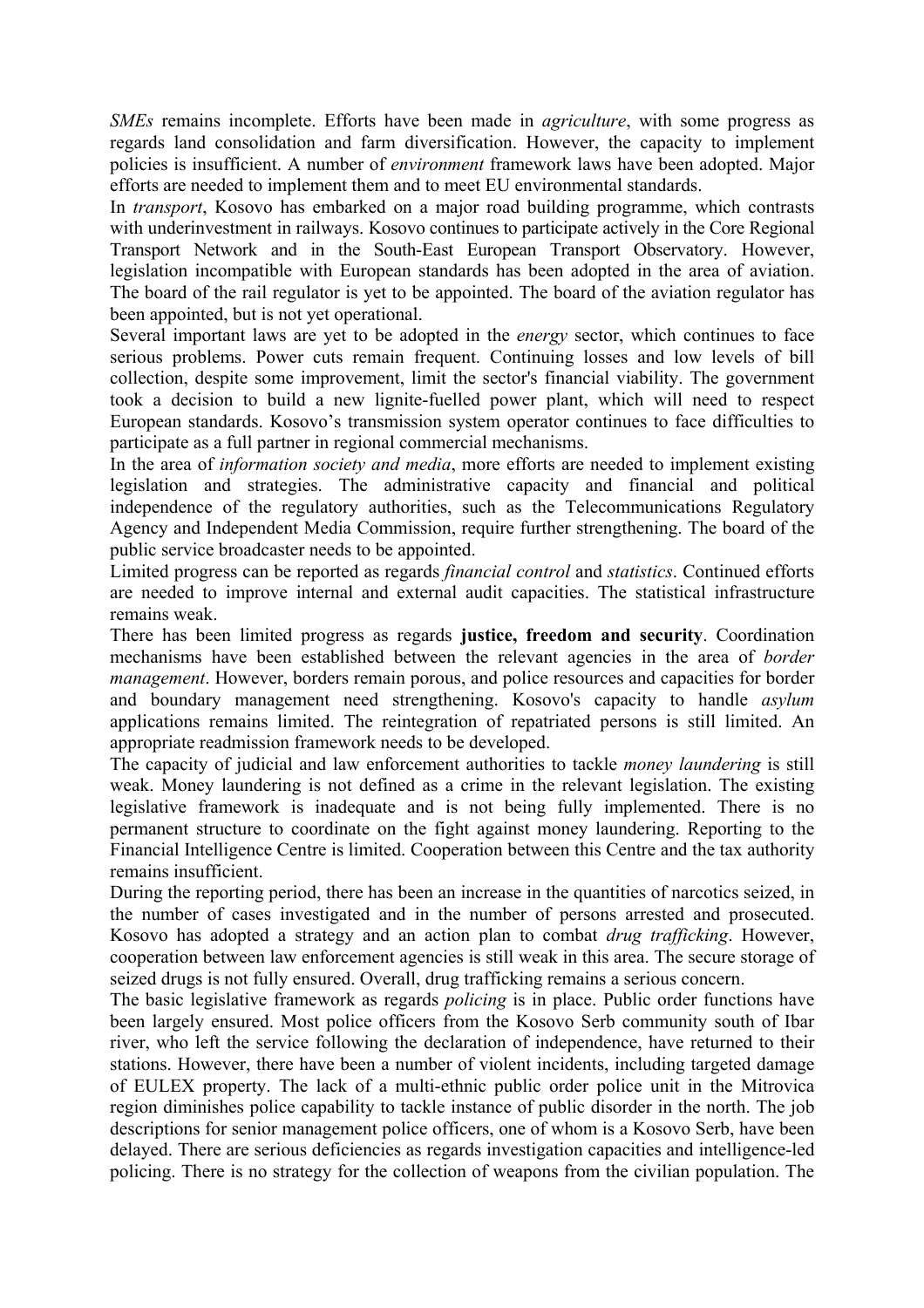*SMEs* remains incomplete. Efforts have been made in *agriculture*, with some progress as regards land consolidation and farm diversification. However, the capacity to implement policies is insufficient. A number of *environment* framework laws have been adopted. Major efforts are needed to implement them and to meet EU environmental standards.

In *transport*, Kosovo has embarked on a major road building programme, which contrasts with underinvestment in railways. Kosovo continues to participate actively in the Core Regional Transport Network and in the South-East European Transport Observatory. However, legislation incompatible with European standards has been adopted in the area of aviation. The board of the rail regulator is yet to be appointed. The board of the aviation regulator has been appointed, but is not yet operational.

Several important laws are yet to be adopted in the *energy* sector, which continues to face serious problems. Power cuts remain frequent. Continuing losses and low levels of bill collection, despite some improvement, limit the sector's financial viability. The government took a decision to build a new lignite-fuelled power plant, which will need to respect European standards. Kosovo's transmission system operator continues to face difficulties to participate as a full partner in regional commercial mechanisms.

In the area of *information society and media*, more efforts are needed to implement existing legislation and strategies. The administrative capacity and financial and political independence of the regulatory authorities, such as the Telecommunications Regulatory Agency and Independent Media Commission, require further strengthening. The board of the public service broadcaster needs to be appointed.

Limited progress can be reported as regards *financial control* and *statistics*. Continued efforts are needed to improve internal and external audit capacities. The statistical infrastructure remains weak.

There has been limited progress as regards **justice, freedom and security**. Coordination mechanisms have been established between the relevant agencies in the area of *border management*. However, borders remain porous, and police resources and capacities for border and boundary management need strengthening. Kosovo's capacity to handle *asylum* applications remains limited. The reintegration of repatriated persons is still limited. An appropriate readmission framework needs to be developed.

The capacity of judicial and law enforcement authorities to tackle *money laundering* is still weak. Money laundering is not defined as a crime in the relevant legislation. The existing legislative framework is inadequate and is not being fully implemented. There is no permanent structure to coordinate on the fight against money laundering. Reporting to the Financial Intelligence Centre is limited. Cooperation between this Centre and the tax authority remains insufficient.

During the reporting period, there has been an increase in the quantities of narcotics seized, in the number of cases investigated and in the number of persons arrested and prosecuted. Kosovo has adopted a strategy and an action plan to combat *drug trafficking*. However, cooperation between law enforcement agencies is still weak in this area. The secure storage of seized drugs is not fully ensured. Overall, drug trafficking remains a serious concern.

The basic legislative framework as regards *policing* is in place. Public order functions have been largely ensured. Most police officers from the Kosovo Serb community south of Ibar river, who left the service following the declaration of independence, have returned to their stations. However, there have been a number of violent incidents, including targeted damage of EULEX property. The lack of a multi-ethnic public order police unit in the Mitrovica region diminishes police capability to tackle instance of public disorder in the north. The job descriptions for senior management police officers, one of whom is a Kosovo Serb, have been delayed. There are serious deficiencies as regards investigation capacities and intelligence-led policing. There is no strategy for the collection of weapons from the civilian population. The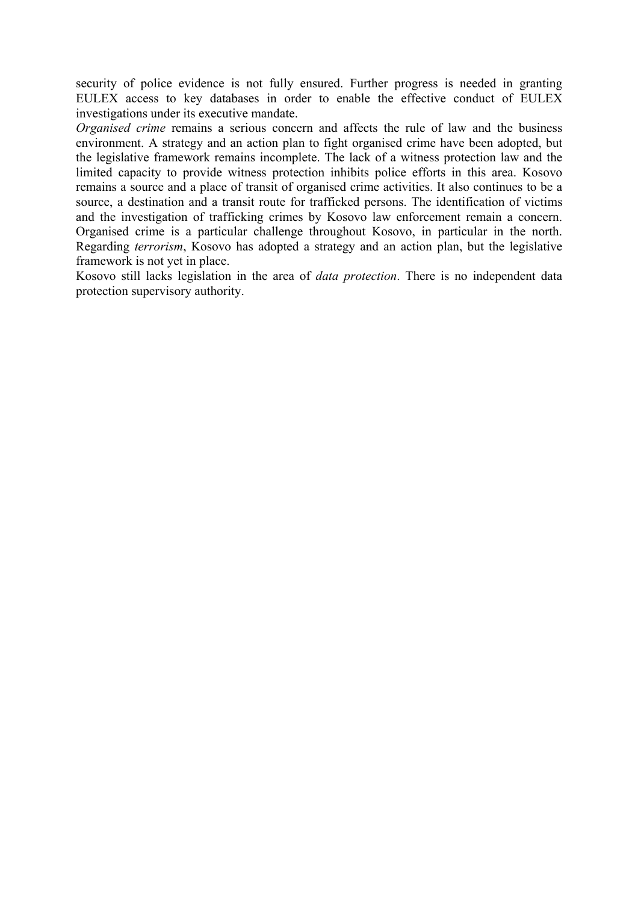security of police evidence is not fully ensured. Further progress is needed in granting EULEX access to key databases in order to enable the effective conduct of EULEX investigations under its executive mandate.

*Organised crime* remains a serious concern and affects the rule of law and the business environment. A strategy and an action plan to fight organised crime have been adopted, but the legislative framework remains incomplete. The lack of a witness protection law and the limited capacity to provide witness protection inhibits police efforts in this area. Kosovo remains a source and a place of transit of organised crime activities. It also continues to be a source, a destination and a transit route for trafficked persons. The identification of victims and the investigation of trafficking crimes by Kosovo law enforcement remain a concern. Organised crime is a particular challenge throughout Kosovo, in particular in the north. Regarding *terrorism*, Kosovo has adopted a strategy and an action plan, but the legislative framework is not yet in place.

Kosovo still lacks legislation in the area of *data protection*. There is no independent data protection supervisory authority.